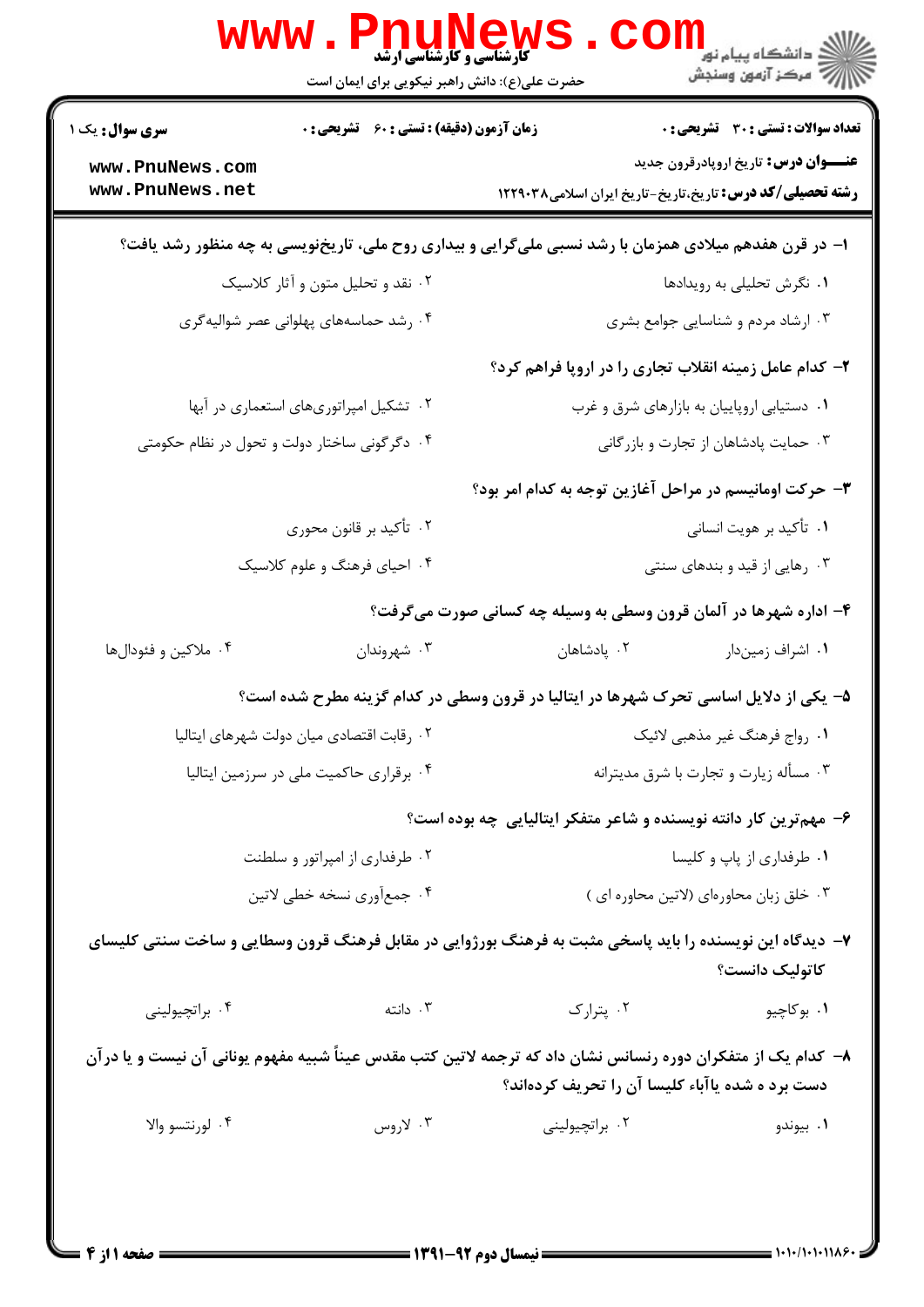کارشناسی و کارشناسی ارشد

حضرت علی(ع): دانش راهبر نیکویی برای ایمان است

**سری سوال:** یک ۱

**زمان آزمون (دقیقه) : تستی :** ۶۰ **تشریحی :** ۰

**تعداد سوالات : تستی :** ۳۰ **تشریحی :** ۰

**عنـــوان درس:** تاریخ اروپادرقرون جدید

**رشته تحصیلی/کد درس:** تاریخ،تاریخ-تاریخ ایران اسلامی۱۲۲۹۰۳۸

۱- در قرن هفدهم میلادی همزمان با رشد نسبی ملی‌گرایی و بیداری روح ملی، تاریخ‌نویسی به چه منظور رشد یافت؟

۱. نگرش تحلیلی به رویدادها

۲. نقد و تحلیل متون و آثار کلاسیک

۳. ارشاد مردم و شناسایی جوامع بشری

۴. رشد حماسه‌های پهلوانی عصر شوالیه‌گری

۲- کدام عامل زمینه انقلاب تجاری را در اروپا فراهم کرد؟

۱. دستیابی اروپاییان به بازارهای شرق و غرب

۲. تشکیل امپراتوری‌های استعماری در آنها

۳. حمایت پادشاهان از تجارت و بازرگانی

۴. دگرگونی ساختار دولت و تحول در نظام حکومتی

۳- حرکت اومانیسم در مراحل آغازین توجه به کدام امر بود؟

۱. تأکید بر هویت انسانی

۲. تأکید بر قانون محوری

۳. رهایی از قید و بندهای سنتی

۴. احیای فرهنگ و علوم کلاسیک

۴- اداره شهرها در آلمان قرون وسطی به وسیله چه کسانی صورت می‌گرفت؟

۱. اشراف زمین‌دار

۲. پادشاهان

۳. شهروندان

۴. ملاکین و فئودال‌ها

۵- یکی از دلایل اساسی تحرک شهرها در ایتالیا در قرون وسطی در کدام گزینه مطرح شده است؟

۱. رواج فرهنگ غیر مذهبی لائیک

۲. رقابت اقتصادی میان دولت شهرهای ایتالیا

۳. مسأله زیارت و تجارت با شرق مدیترانه

۴. برقراری حاکمیت ملی در سرزمین ایتالیا

۶- مهم‌ترین کار دانته نویسنده و شاعر متفکر ایتالیایی چه بوده است؟

۱. طرفداری از پاپ و کلیسا

۲. طرفداری از امپراتور و سلطنت

۳. خلق زبان محاوره‌ای (لاتین محاوره ای )

۴. جمع‌آوری نسخه خطی لاتین

۷- دیدگاه این نویسنده را باید پاسخی مثبت به فرهنگ بورژوایی در مقابل فرهنگ قرون وسطایی و ساخت سنتی کلیسای کاتولیک دانست؟

۱. بوکاچیو

۲. پترارک

۳. دانته

۴. براتچیولینی

۸- کدام یک از متفکران دوره رنسانس نشان داد که ترجمه لاتین کتب مقدس عیناً شبیه مفهوم یونانی آن نیست و یا درآن دست برد ه شده یاآباء کلیسا آن را تحریف کرده‌اند؟

۱. بیوندو

۲. براتچیولینی

۳. لاروس

۴. لورنتسو والا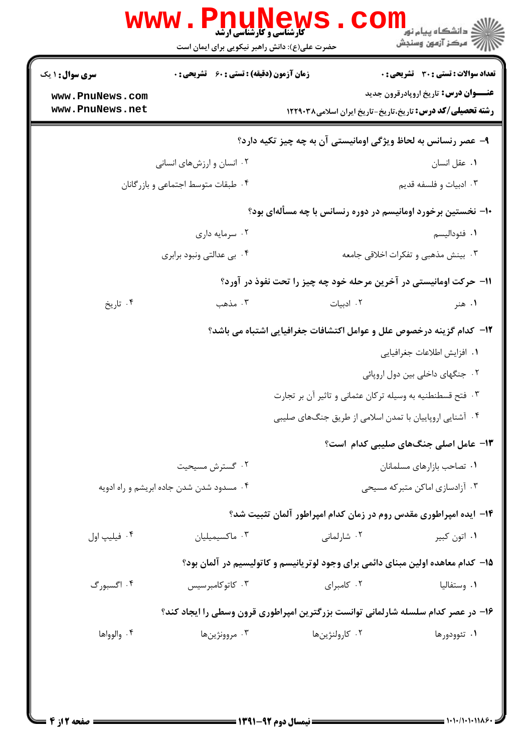۹- عصر رنسانس به لحاظ ویژگی اومانیستی آن به چه چیز تکیه دارد؟

۱. عقل انسان
۲. انسان و ارزش‌های انسانی
۳. ادبیات و فلسفه قدیم
۴. طبقات متوسط اجتماعی و بازرگانان

۱۰- نخستین برخورد اومانیسم در دوره رنسانس با چه مسأله‌ای بود؟

۱. فئودالیسم
۲. سرمایه داری
۳. بینش مذهبی و تفکرات اخلاقی جامعه
۴. بی عدالتی ونبود برابری

۱۱- حرکت اومانیستی در آخرین مرحله خود چه چیز را تحت نفوذ در آورد؟

۱. هنر
۲. ادبیات
۳. مذهب
۴. تاریخ

۱۲- کدام گزینه درخصوص علل و عوامل اکتشافات جغرافیایی اشتباه می باشد؟

۱. افزایش اطلاعات جغرافیایی
۲. جنگهای داخلی بین دول اروپائی
۳. فتح قسطنطنیه به وسیله ترکان عثمانی و تاثیر آن بر تجارت
۴. آشنایی اروپاییان با تمدن اسلامی از طریق جنگ‌های صلیبی

۱۳- عامل اصلی جنگ‌های صلیبی کدام است؟

۱. تصاحب بازارهای مسلمانان
۲. گسترش مسیحیت
۳. آزادسازی اماکن متبرکه مسیحی
۴. مسدود شدن شدن جاده ابریشم و راه ادویه

۱۴- ایده امپراطوری مقدس روم در زمان کدام امپراطور آلمان تثبیت شد؟

۱. اتون کبیر
۲. شارلمانی
۳. ماکسیمیلیان
۴. فیلیپ اول

۱۵- کدام معاهده اولین مبنای دائمی برای وجود لوتریانیسم و کاتولیسیم در آلمان بود؟

۱. وستفالیا
۲. کامبرای
۳. کاتوکامبرسیس
۴. اگسبورگ

۱۶- در عصر کدام سلسله شارلمانی توانست بزرگترین امپراطوری قرون وسطی را ایجاد کند؟

۱. تئوودورها
۲. کارولنژین‌ها
۳. مرووِنژین‌ها
۴. والواها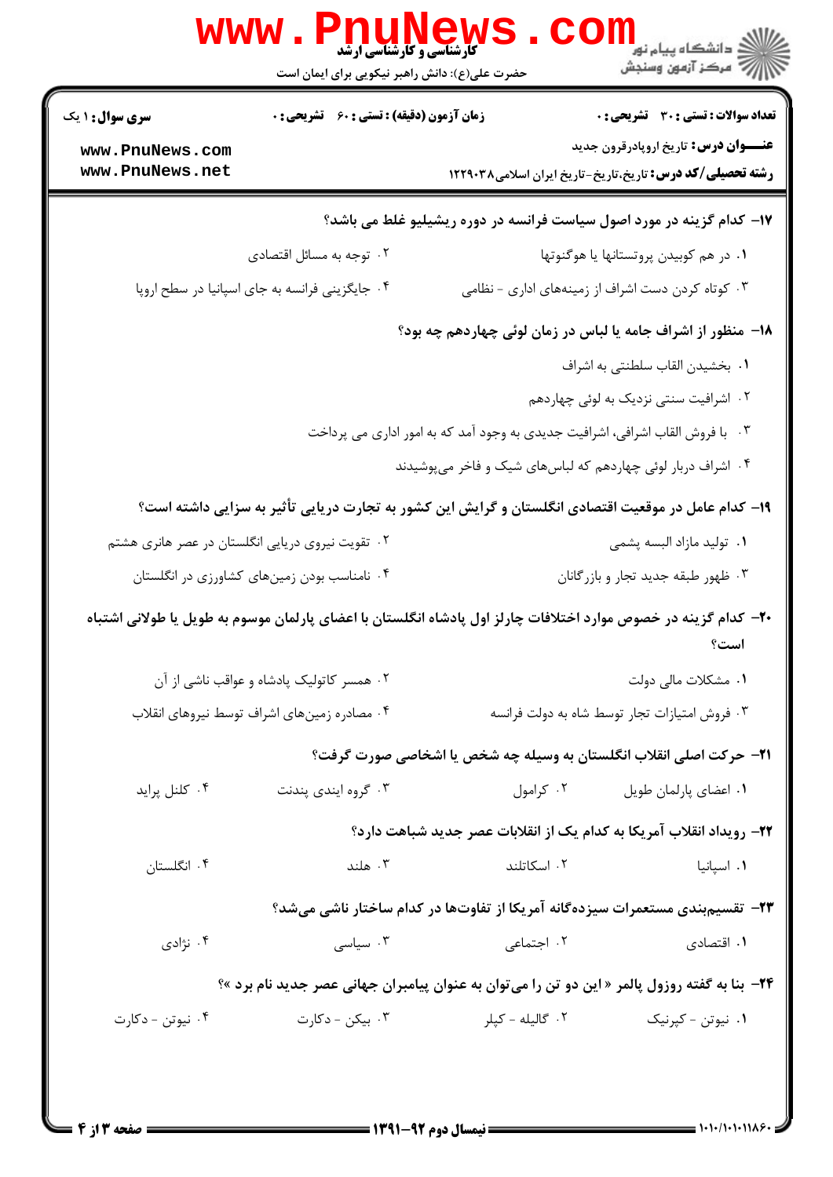۱۷- کدام گزینه در مورد اصول سیاست فرانسه در دوره ریشیلیو غلط می باشد؟

۱. در هم کوبیدن پروتستانها یا هوگنوتها

۲. توجه به مسائل اقتصادی

۳. کوتاه کردن دست اشراف از زمینه‌های اداری - نظامی

۴. جایگزینی فرانسه به جای اسپانیا در سطح اروپا

۱۸- منظور از اشراف جامه یا لباس در زمان لوئی چهاردهم چه بود؟

۱. بخشیدن القاب سلطنتی به اشراف

۲. اشرافیت سنتی نزدیک به لوئی چهاردهم

۳. با فروش القاب اشرافی، اشرافیت جدیدی به وجود آمد که به امور اداری می پرداخت

۴. اشراف دربار لوئی چهاردهم که لباس‌های شیک و فاخر می‌پوشیدند

۱۹- کدام عامل در موقعیت اقتصادی انگلستان و گرایش این کشور به تجارت دریایی تأثیر به سزایی داشته است؟

۱. تولید مازاد البسه پشمی

۲. تقویت نیروی دریایی انگلستان در عصر هانری هشتم

۳. ظهور طبقه جدید تجار و بازرگانان

۴. نامناسب بودن زمین‌های کشاورزی در انگلستان

۲۰- کدام گزینه در خصوص موارد اختلافات چارلز اول پادشاه انگلستان با اعضای پارلمان موسوم به طویل یا طولانی اشتباه است؟

۱. مشکلات مالی دولت

۲. همسر کاتولیک پادشاه و عواقب ناشی از آن

۳. فروش امتیازات تجار توسط شاه به دولت فرانسه

۴. مصادره زمین‌های اشراف توسط نیروهای انقلاب

۲۱- حرکت اصلی انقلاب انگلستان به وسیله چه شخص یا اشخاصی صورت گرفت؟

۱. اعضای پارلمان طویل

۲. کرامول

۳. گروه ایندی پندنت

۴. کلنل پراید

۲۲- رویداد انقلاب آمریکا به کدام یک از انقلابات عصر جدید شباهت دارد؟

۱. اسپانیا

۲. اسکاتلند

۳. هلند

۴. انگلستان

۲۳- تقسیم‌بندی مستعمرات سیزده‌گانه آمریکا از تفاوت‌ها در کدام ساختار ناشی می‌شد؟

۱. اقتصادی

۲. اجتماعی

۳. سیاسی

۴. نژادی

۲۴- بنا به گفته روزول پالمر «این دو تن را می‌توان به عنوان پیامبران جهانی عصر جدید نام برد»؟

۱. نیوتن - کپرنیک

۲. گالیله - کپلر

۳. بیکن - دکارت

۴. نیوتن - دکارت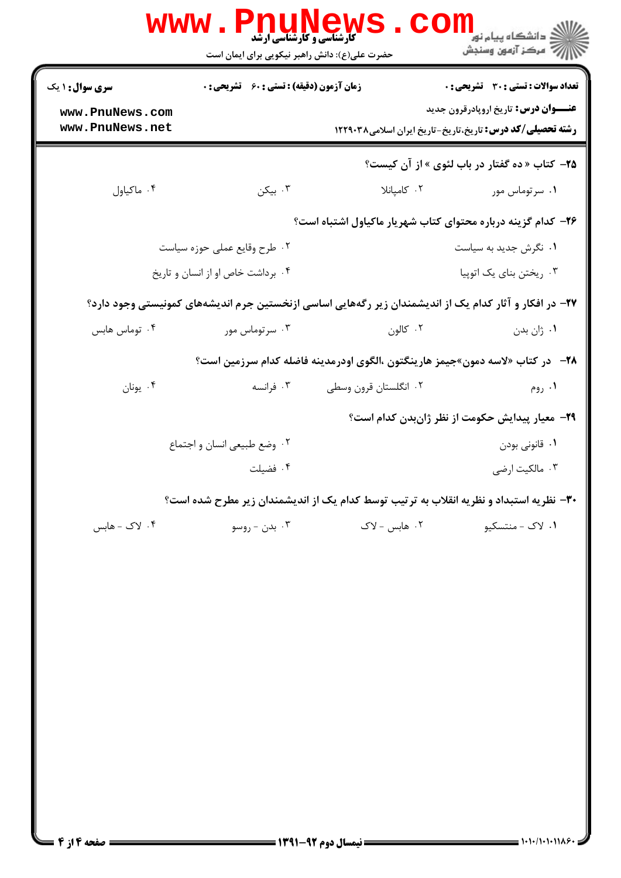۲۵- کتاب « ده گفتار در باب لئوی » از آن کیست؟

۱. سرتوماس مور
۲. کامپانلا
۳. بیکن
۴. ماکیاول

۲۶- کدام گزینه درباره محتوای کتاب شهریار ماکیاول اشتباه است؟

۱. نگرش جدید به سیاست
۲. طرح وقایع عملی حوزه سیاست
۳. ریختن بنای یک اتوپیا
۴. برداشت خاص او از انسان و تاریخ

۲۷- در افکار و آثار کدام یک از اندیشمندان زیر رگه‌هایی اساسی ازنخستین جرم اندیشه‌های کمونیستی وجود دارد؟

۱. ژان بدن
۲. کالون
۳. سرتوماس مور
۴. توماس هابس

۲۸- در کتاب «لاسه دمون»جیمز هارینگتون ،الگوی اودرمدینه فاضله کدام سرزمین است؟

۱. روم
۲. انگلستان قرون وسطی
۳. فرانسه
۴. یونان

۲۹- معیار پیدایش حکومت از نظر ژان‌بدن کدام است؟

۱. قانونی بودن
۲. وضع طبیعی انسان و اجتماع
۳. مالکیت ارضی
۴. فضیلت

۳۰- نظریه استبداد و نظریه انقلاب به ترتیب توسط کدام یک از اندیشمندان زیر مطرح شده است؟

۱. لاک - منتسکیو
۲. هابس - لاک
۳. بدن - روسو
۴. لاک - هابس